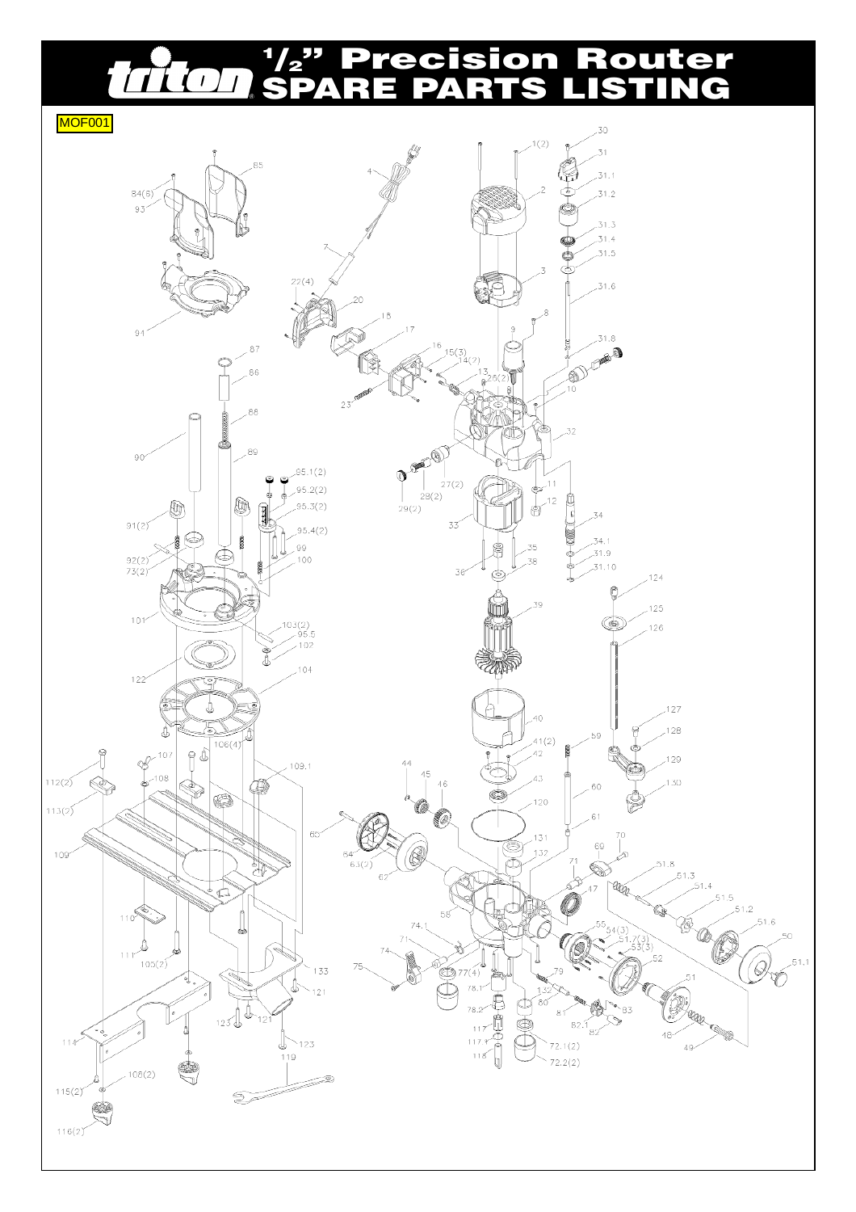# triton ½" Precision Router SPARE PARTS LISTING

MOF001

30, 1(2), 31, 4, 2, 31.1, 85, 31.2, 84(6), 93, 31.3, 7, 31.4, 31.5, 3, 22(4), 31.6, 20, 8, 18, 94, 9, 17, 31.8, 87, 16, 15(3), 14(2), 86, 13, 26(2), 10, 23, 88, 32, 90, 89, 95.1(2), 27(2), 11, 95.2(2), 28(2), 29(2), 12, 91(2), 95.3(2), 34, 33, 95.4(2), 34.1, 99, 35, 31.9, 92(2), 100, 73(2), 38, 36, 31.10, 124, 39, 101, 125, 103(2), 126, 95.5, 102, 122, 104, 40, 127, 106(4), 128, 59, 41(2), 107, 42, 129, 109.1, 112(2), 108, 44, 43, 130, 45, 46, 60, 113(2), 120, 61, 65, 70, 131, 64, 69, 63(2), 132, 109, 51.8, 62, 71, 51.3, 47, 51.4, 58, 51.5, 110, 74.1, 51.2, 55, 51.6, 54(3), 51.7(3), 50, 111, 53(3), 105(2), 71, 74, 52, 75, 77(4), 51.1, 133, 79, 51, 78.1, 132, 121, 80, 78.2, 121, 81, 123, 83, 82.1, 82, 117, 48, 114, 123, 117.1, 72.1(2), 49, 118, 72.2(2), 119, 108(2), 115(2), 116(2)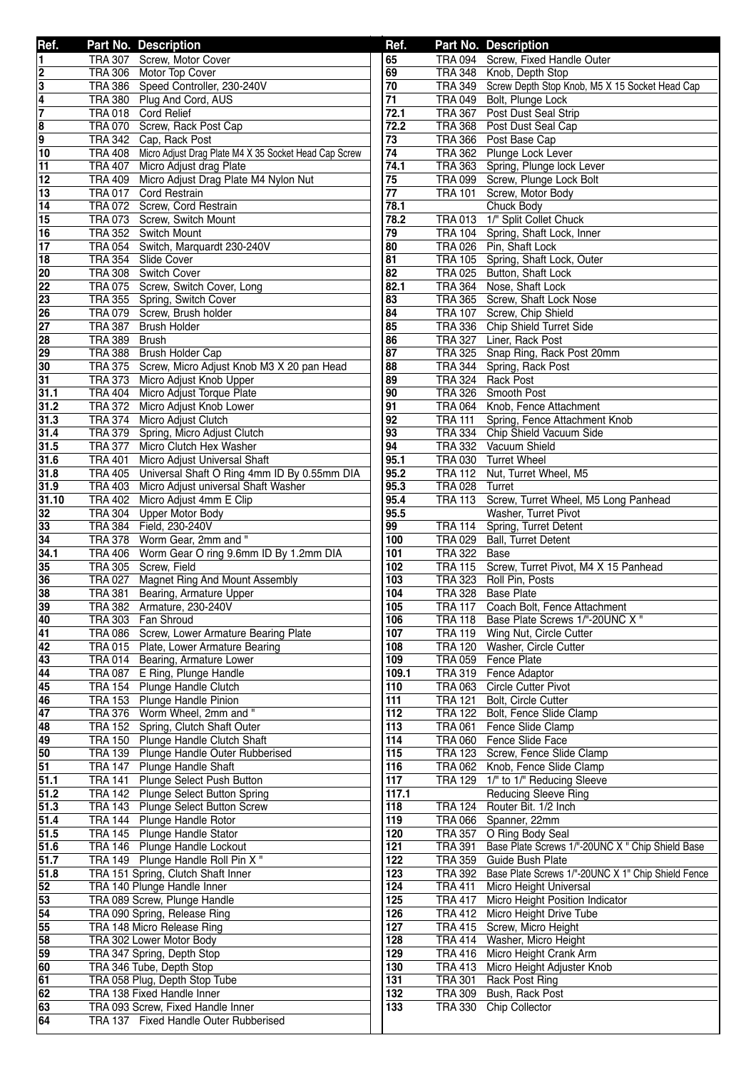| Ref. | Part No. | Description |
|---|---|---|
| 1 | TRA 307 | Screw, Motor Cover |
| 2 | TRA 306 | Motor Top Cover |
| 3 | TRA 386 | Speed Controller, 230-240V |
| 4 | TRA 380 | Plug And Cord, AUS |
| 7 | TRA 018 | Cord Relief |
| 8 | TRA 070 | Screw, Rack Post Cap |
| 9 | TRA 342 | Cap, Rack Post |
| 10 | TRA 408 | Micro Adjust Drag Plate M4 X 35 Socket Head Cap Screw |
| 11 | TRA 407 | Micro Adjust drag Plate |
| 12 | TRA 409 | Micro Adjust Drag Plate M4 Nylon Nut |
| 13 | TRA 017 | Cord Restrain |
| 14 | TRA 072 | Screw, Cord Restrain |
| 15 | TRA 073 | Screw, Switch Mount |
| 16 | TRA 352 | Switch Mount |
| 17 | TRA 054 | Switch, Marquardt 230-240V |
| 18 | TRA 354 | Slide Cover |
| 20 | TRA 308 | Switch Cover |
| 22 | TRA 075 | Screw, Switch Cover, Long |
| 23 | TRA 355 | Spring, Switch Cover |
| 26 | TRA 079 | Screw, Brush holder |
| 27 | TRA 387 | Brush Holder |
| 28 | TRA 389 | Brush |
| 29 | TRA 388 | Brush Holder Cap |
| 30 | TRA 375 | Screw, Micro Adjust Knob M3 X 20 pan Head |
| 31 | TRA 373 | Micro Adjust Knob Upper |
| 31.1 | TRA 404 | Micro Adjust Torque Plate |
| 31.2 | TRA 372 | Micro Adjust Knob Lower |
| 31.3 | TRA 374 | Micro Adjust Clutch |
| 31.4 | TRA 379 | Spring, Micro Adjust Clutch |
| 31.5 | TRA 377 | Micro Clutch Hex Washer |
| 31.6 | TRA 401 | Micro Adjust Universal Shaft |
| 31.8 | TRA 405 | Universal Shaft O Ring 4mm ID By 0.55mm DIA |
| 31.9 | TRA 403 | Micro Adjust universal Shaft Washer |
| 31.10 | TRA 402 | Micro Adjust 4mm E Clip |
| 32 | TRA 304 | Upper Motor Body |
| 33 | TRA 384 | Field, 230-240V |
| 34 | TRA 378 | Worm Gear, 2mm and " |
| 34.1 | TRA 406 | Worm Gear O ring 9.6mm ID By 1.2mm DIA |
| 35 | TRA 305 | Screw, Field |
| 36 | TRA 027 | Magnet Ring And Mount Assembly |
| 38 | TRA 381 | Bearing, Armature Upper |
| 39 | TRA 382 | Armature, 230-240V |
| 40 | TRA 303 | Fan Shroud |
| 41 | TRA 086 | Screw, Lower Armature Bearing Plate |
| 42 | TRA 015 | Plate, Lower Armature Bearing |
| 43 | TRA 014 | Bearing, Armature Lower |
| 44 | TRA 087 | E Ring, Plunge Handle |
| 45 | TRA 154 | Plunge Handle Clutch |
| 46 | TRA 153 | Plunge Handle Pinion |
| 47 | TRA 376 | Worm Wheel, 2mm and " |
| 48 | TRA 152 | Spring, Clutch Shaft Outer |
| 49 | TRA 150 | Plunge Handle Clutch Shaft |
| 50 | TRA 139 | Plunge Handle Outer Rubberised |
| 51 | TRA 147 | Plunge Handle Shaft |
| 51.1 | TRA 141 | Plunge Select Push Button |
| 51.2 | TRA 142 | Plunge Select Button Spring |
| 51.3 | TRA 143 | Plunge Select Button Screw |
| 51.4 | TRA 144 | Plunge Handle Rotor |
| 51.5 | TRA 145 | Plunge Handle Stator |
| 51.6 | TRA 146 | Plunge Handle Lockout |
| 51.7 | TRA 149 | Plunge Handle Roll Pin X " |
| 51.8 | TRA 151 | Spring, Clutch Shaft Inner |
| 52 | TRA 140 | Plunge Handle Inner |
| 53 | TRA 089 | Screw, Plunge Handle |
| 54 | TRA 090 | Spring, Release Ring |
| 55 | TRA 148 | Micro Release Ring |
| 58 | TRA 302 | Lower Motor Body |
| 59 | TRA 347 | Spring, Depth Stop |
| 60 | TRA 346 | Tube, Depth Stop |
| 61 | TRA 058 | Plug, Depth Stop Tube |
| 62 | TRA 138 | Fixed Handle Inner |
| 63 | TRA 093 | Screw, Fixed Handle Inner |
| 64 | TRA 137 | Fixed Handle Outer Rubberised |
| 65 | TRA 094 | Screw, Fixed Handle Outer |
| 69 | TRA 348 | Knob, Depth Stop |
| 70 | TRA 349 | Screw Depth Stop Knob, M5 X 15 Socket Head Cap |
| 71 | TRA 049 | Bolt, Plunge Lock |
| 72.1 | TRA 367 | Post Dust Seal Strip |
| 72.2 | TRA 368 | Post Dust Seal Cap |
| 73 | TRA 366 | Post Base Cap |
| 74 | TRA 362 | Plunge Lock Lever |
| 74.1 | TRA 363 | Spring, Plunge lock Lever |
| 75 | TRA 099 | Screw, Plunge Lock Bolt |
| 77 | TRA 101 | Screw, Motor Body |
| 78.1 | | Chuck Body |
| 78.2 | TRA 013 | 1/" Split Collet Chuck |
| 79 | TRA 104 | Spring, Shaft Lock, Inner |
| 80 | TRA 026 | Pin, Shaft Lock |
| 81 | TRA 105 | Spring, Shaft Lock, Outer |
| 82 | TRA 025 | Button, Shaft Lock |
| 82.1 | TRA 364 | Nose, Shaft Lock |
| 83 | TRA 365 | Screw, Shaft Lock Nose |
| 84 | TRA 107 | Screw, Chip Shield |
| 85 | TRA 336 | Chip Shield Turret Side |
| 86 | TRA 327 | Liner, Rack Post |
| 87 | TRA 325 | Snap Ring, Rack Post 20mm |
| 88 | TRA 344 | Spring, Rack Post |
| 89 | TRA 324 | Rack Post |
| 90 | TRA 326 | Smooth Post |
| 91 | TRA 064 | Knob, Fence Attachment |
| 92 | TRA 111 | Spring, Fence Attachment Knob |
| 93 | TRA 334 | Chip Shield Vacuum Side |
| 94 | TRA 332 | Vacuum Shield |
| 95.1 | TRA 030 | Turret Wheel |
| 95.2 | TRA 112 | Nut, Turret Wheel, M5 |
| 95.3 | TRA 028 | Turret |
| 95.4 | TRA 113 | Screw, Turret Wheel, M5 Long Panhead |
| 95.5 | | Washer, Turret Pivot |
| 99 | TRA 114 | Spring, Turret Detent |
| 100 | TRA 029 | Ball, Turret Detent |
| 101 | TRA 322 | Base |
| 102 | TRA 115 | Screw, Turret Pivot, M4 X 15 Panhead |
| 103 | TRA 323 | Roll Pin, Posts |
| 104 | TRA 328 | Base Plate |
| 105 | TRA 117 | Coach Bolt, Fence Attachment |
| 106 | TRA 118 | Base Plate Screws 1/"-20UNC X " |
| 107 | TRA 119 | Wing Nut, Circle Cutter |
| 108 | TRA 120 | Washer, Circle Cutter |
| 109 | TRA 059 | Fence Plate |
| 109.1 | TRA 319 | Fence Adaptor |
| 110 | TRA 063 | Circle Cutter Pivot |
| 111 | TRA 121 | Bolt, Circle Cutter |
| 112 | TRA 122 | Bolt, Fence Slide Clamp |
| 113 | TRA 061 | Fence Slide Clamp |
| 114 | TRA 060 | Fence Slide Face |
| 115 | TRA 123 | Screw, Fence Slide Clamp |
| 116 | TRA 062 | Knob, Fence Slide Clamp |
| 117 | TRA 129 | 1/" to 1/" Reducing Sleeve |
| 117.1 | | Reducing Sleeve Ring |
| 118 | TRA 124 | Router Bit. 1/2 Inch |
| 119 | TRA 066 | Spanner, 22mm |
| 120 | TRA 357 | O Ring Body Seal |
| 121 | TRA 391 | Base Plate Screws 1/"-20UNC X " Chip Shield Base |
| 122 | TRA 359 | Guide Bush Plate |
| 123 | TRA 392 | Base Plate Screws 1/"-20UNC X 1" Chip Shield Fence |
| 124 | TRA 411 | Micro Height Universal |
| 125 | TRA 417 | Micro Height Position Indicator |
| 126 | TRA 412 | Micro Height Drive Tube |
| 127 | TRA 415 | Screw, Micro Height |
| 128 | TRA 414 | Washer, Micro Height |
| 129 | TRA 416 | Micro Height Crank Arm |
| 130 | TRA 413 | Micro Height Adjuster Knob |
| 131 | TRA 301 | Rack Post Ring |
| 132 | TRA 309 | Bush, Rack Post |
| 133 | TRA 330 | Chip Collector |